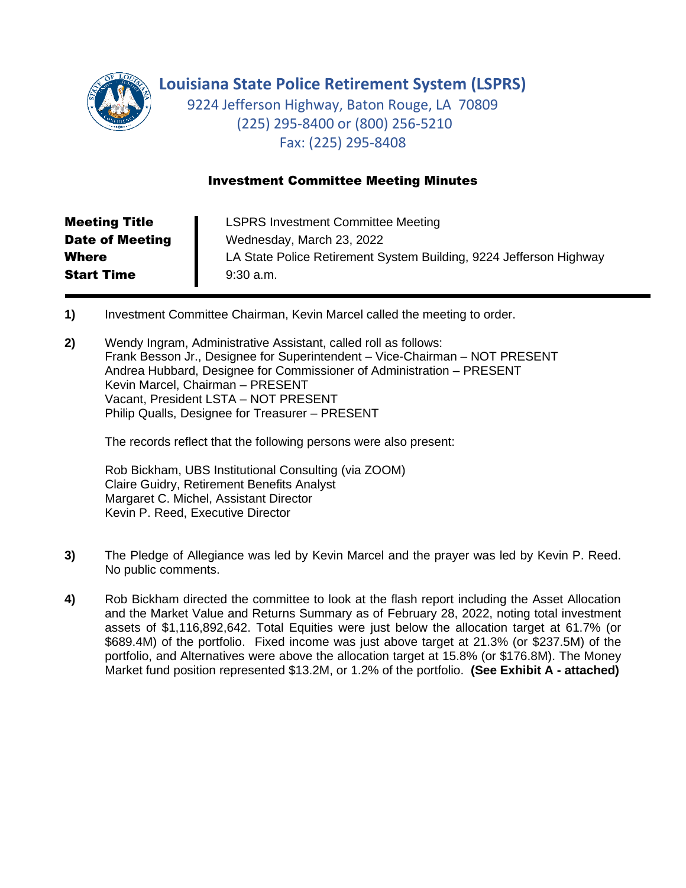# Louisiana State Police Retirement System (LSPRS)

9224 Jefferson Highway, Baton Rouge, LA 70809
(225) 295-8400 or (800) 256-5210
Fax: (225) 295-8408

## Investment Committee Meeting Minutes

| | |
|---|---|
| **Meeting Title** | LSPRS Investment Committee Meeting |
| **Date of Meeting** | Wednesday, March 23, 2022 |
| **Where** | LA State Police Retirement System Building, 9224 Jefferson Highway |
| **Start Time** | 9:30 a.m. |

**1)** Investment Committee Chairman, Kevin Marcel called the meeting to order.

**2)** Wendy Ingram, Administrative Assistant, called roll as follows:
Frank Besson Jr., Designee for Superintendent – Vice-Chairman – NOT PRESENT
Andrea Hubbard, Designee for Commissioner of Administration – PRESENT
Kevin Marcel, Chairman – PRESENT
Vacant, President LSTA – NOT PRESENT
Philip Qualls, Designee for Treasurer – PRESENT

The records reflect that the following persons were also present:

Rob Bickham, UBS Institutional Consulting (via ZOOM)
Claire Guidry, Retirement Benefits Analyst
Margaret C. Michel, Assistant Director
Kevin P. Reed, Executive Director

**3)** The Pledge of Allegiance was led by Kevin Marcel and the prayer was led by Kevin P. Reed. No public comments.

**4)** Rob Bickham directed the committee to look at the flash report including the Asset Allocation and the Market Value and Returns Summary as of February 28, 2022, noting total investment assets of $1,116,892,642. Total Equities were just below the allocation target at 61.7% (or $689.4M) of the portfolio. Fixed income was just above target at 21.3% (or $237.5M) of the portfolio, and Alternatives were above the allocation target at 15.8% (or $176.8M). The Money Market fund position represented $13.2M, or 1.2% of the portfolio. **(See Exhibit A - attached)**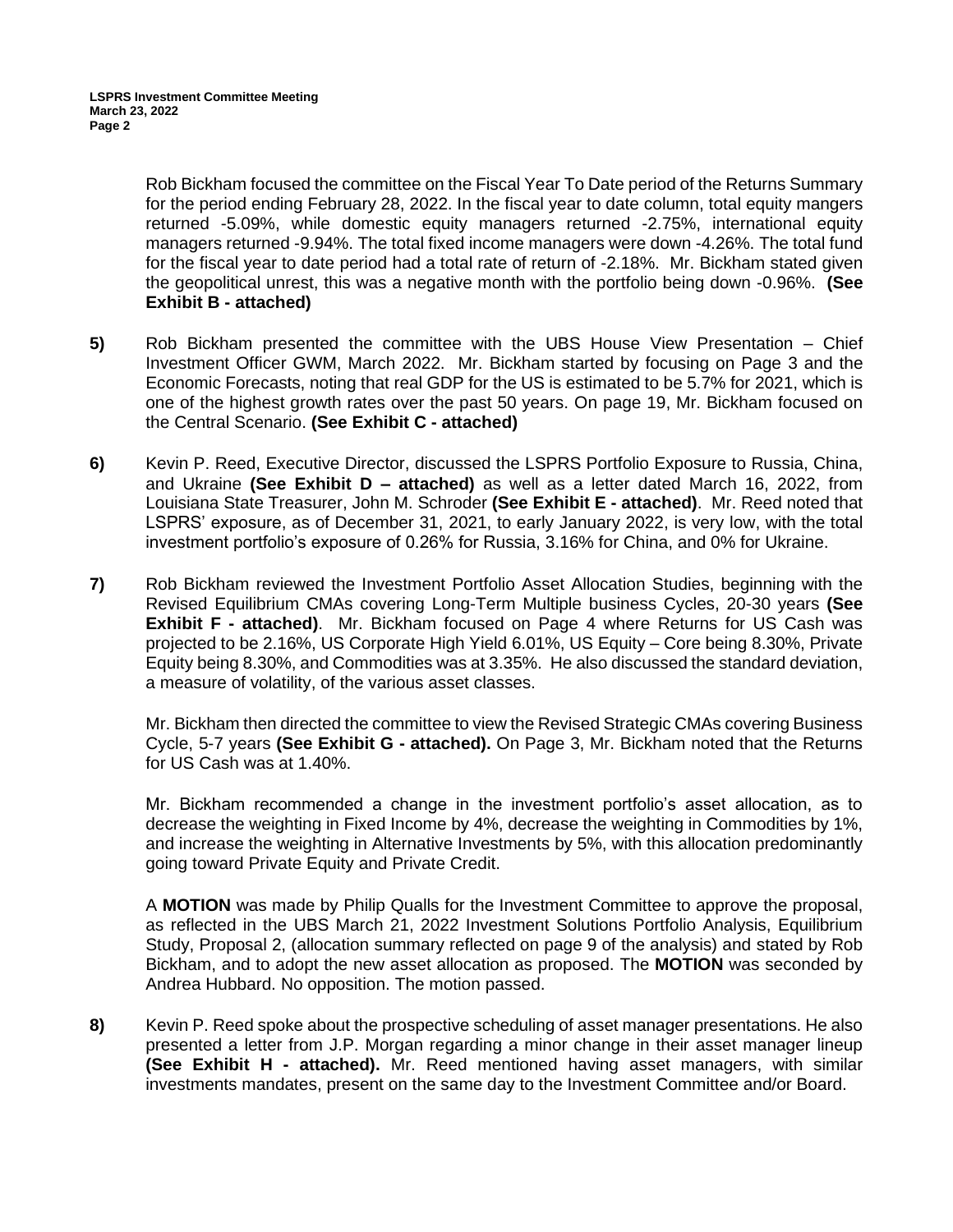Rob Bickham focused the committee on the Fiscal Year To Date period of the Returns Summary for the period ending February 28, 2022. In the fiscal year to date column, total equity mangers returned -5.09%, while domestic equity managers returned -2.75%, international equity managers returned -9.94%. The total fixed income managers were down -4.26%. The total fund for the fiscal year to date period had a total rate of return of -2.18%. Mr. Bickham stated given the geopolitical unrest, this was a negative month with the portfolio being down -0.96%. **(See Exhibit B - attached)**

**5)** Rob Bickham presented the committee with the UBS House View Presentation – Chief Investment Officer GWM, March 2022. Mr. Bickham started by focusing on Page 3 and the Economic Forecasts, noting that real GDP for the US is estimated to be 5.7% for 2021, which is one of the highest growth rates over the past 50 years. On page 19, Mr. Bickham focused on the Central Scenario. **(See Exhibit C - attached)**

**6)** Kevin P. Reed, Executive Director, discussed the LSPRS Portfolio Exposure to Russia, China, and Ukraine **(See Exhibit D – attached)** as well as a letter dated March 16, 2022, from Louisiana State Treasurer, John M. Schroder **(See Exhibit E - attached)**. Mr. Reed noted that LSPRS' exposure, as of December 31, 2021, to early January 2022, is very low, with the total investment portfolio's exposure of 0.26% for Russia, 3.16% for China, and 0% for Ukraine.

**7)** Rob Bickham reviewed the Investment Portfolio Asset Allocation Studies, beginning with the Revised Equilibrium CMAs covering Long-Term Multiple business Cycles, 20-30 years **(See Exhibit F - attached)**. Mr. Bickham focused on Page 4 where Returns for US Cash was projected to be 2.16%, US Corporate High Yield 6.01%, US Equity – Core being 8.30%, Private Equity being 8.30%, and Commodities was at 3.35%. He also discussed the standard deviation, a measure of volatility, of the various asset classes.

Mr. Bickham then directed the committee to view the Revised Strategic CMAs covering Business Cycle, 5-7 years **(See Exhibit G - attached).** On Page 3, Mr. Bickham noted that the Returns for US Cash was at 1.40%.

Mr. Bickham recommended a change in the investment portfolio's asset allocation, as to decrease the weighting in Fixed Income by 4%, decrease the weighting in Commodities by 1%, and increase the weighting in Alternative Investments by 5%, with this allocation predominantly going toward Private Equity and Private Credit.

A **MOTION** was made by Philip Qualls for the Investment Committee to approve the proposal, as reflected in the UBS March 21, 2022 Investment Solutions Portfolio Analysis, Equilibrium Study, Proposal 2, (allocation summary reflected on page 9 of the analysis) and stated by Rob Bickham, and to adopt the new asset allocation as proposed. The **MOTION** was seconded by Andrea Hubbard. No opposition. The motion passed.

**8)** Kevin P. Reed spoke about the prospective scheduling of asset manager presentations. He also presented a letter from J.P. Morgan regarding a minor change in their asset manager lineup **(See Exhibit H - attached).** Mr. Reed mentioned having asset managers, with similar investments mandates, present on the same day to the Investment Committee and/or Board.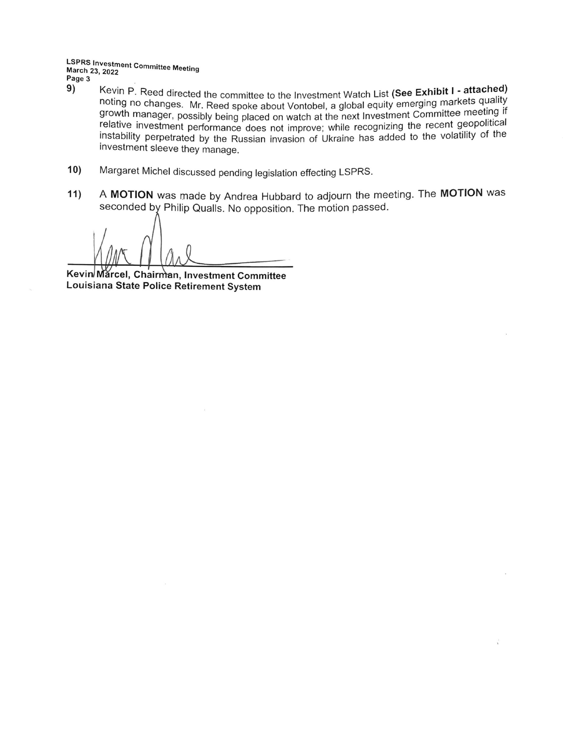9) Kevin P. Reed directed the committee to the Investment Watch List **(See Exhibit I - attached)** noting no changes. Mr. Reed spoke about Vontobel, a global equity emerging markets quality growth manager, possibly being placed on watch at the next Investment Committee meeting if relative investment performance does not improve; while recognizing the recent geopolitical instability perpetrated by the Russian invasion of Ukraine has added to the volatility of the investment sleeve they manage.

10) Margaret Michel discussed pending legislation effecting LSPRS.

11) A **MOTION** was made by Andrea Hubbard to adjourn the meeting. The **MOTION** was seconded by Philip Qualls. No opposition. The motion passed.

**Kevin Marcel, Chairman, Investment Committee**
**Louisiana State Police Retirement System**